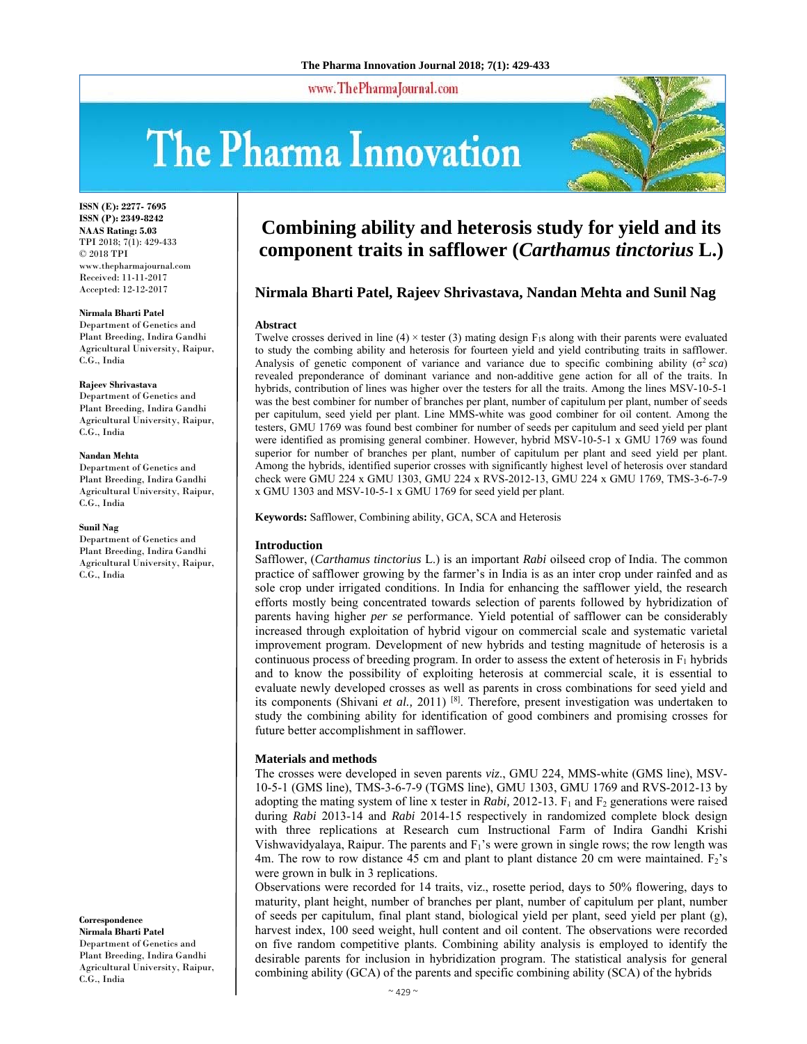# Combining ability and heterosis study for yield and its component traits in safflower (*Carthamus tinctorius* L.)

**Nirmala Bharti Patel, Rajeev Shrivastava, Nandan Mehta and Sunil Nag**

ISSN (E): 2277- 7695
ISSN (P): 2349-8242
NAAS Rating: 5.03
TPI 2018; 7(1): 429-433
© 2018 TPI
www.thepharmajournal.com
Received: 11-11-2017
Accepted: 12-12-2017

**Nirmala Bharti Patel**
Department of Genetics and Plant Breeding, Indira Gandhi Agricultural University, Raipur, C.G., India

**Rajeev Shrivastava**
Department of Genetics and Plant Breeding, Indira Gandhi Agricultural University, Raipur, C.G., India

**Nandan Mehta**
Department of Genetics and Plant Breeding, Indira Gandhi Agricultural University, Raipur, C.G., India

**Sunil Nag**
Department of Genetics and Plant Breeding, Indira Gandhi Agricultural University, Raipur, C.G., India

**Correspondence**
**Nirmala Bharti Patel**
Department of Genetics and Plant Breeding, Indira Gandhi Agricultural University, Raipur, C.G., India

### Abstract

Twelve crosses derived in line (4) × tester (3) mating design $F_1$s along with their parents were evaluated to study the combing ability and heterosis for fourteen yield and yield contributing traits in safflower. Analysis of genetic component of variance and variance due to specific combining ability ($\sigma^2$ *sca*) revealed preponderance of dominant variance and non-additive gene action for all of the traits. In hybrids, contribution of lines was higher over the testers for all the traits. Among the lines MSV-10-5-1 was the best combiner for number of branches per plant, number of capitulum per plant, number of seeds per capitulum, seed yield per plant. Line MMS-white was good combiner for oil content. Among the testers, GMU 1769 was found best combiner for number of seeds per capitulum and seed yield per plant were identified as promising general combiner. However, hybrid MSV-10-5-1 x GMU 1769 was found superior for number of branches per plant, number of capitulum per plant and seed yield per plant. Among the hybrids, identified superior crosses with significantly highest level of heterosis over standard check were GMU 224 x GMU 1303, GMU 224 x RVS-2012-13, GMU 224 x GMU 1769, TMS-3-6-7-9 x GMU 1303 and MSV-10-5-1 x GMU 1769 for seed yield per plant.

**Keywords:** Safflower, Combining ability, GCA, SCA and Heterosis

### Introduction

Safflower, (*Carthamus tinctorius* L.) is an important *Rabi* oilseed crop of India. The common practice of safflower growing by the farmer's in India is as an inter crop under rainfed and as sole crop under irrigated conditions. In India for enhancing the safflower yield, the research efforts mostly being concentrated towards selection of parents followed by hybridization of parents having higher *per se* performance. Yield potential of safflower can be considerably increased through exploitation of hybrid vigour on commercial scale and systematic varietal improvement program. Development of new hybrids and testing magnitude of heterosis is a continuous process of breeding program. In order to assess the extent of heterosis in $F_1$ hybrids and to know the possibility of exploiting heterosis at commercial scale, it is essential to evaluate newly developed crosses as well as parents in cross combinations for seed yield and its components (Shivani *et al.,* 2011) [8]. Therefore, present investigation was undertaken to study the combining ability for identification of good combiners and promising crosses for future better accomplishment in safflower.

### Materials and methods

The crosses were developed in seven parents *viz*., GMU 224, MMS-white (GMS line), MSV-10-5-1 (GMS line), TMS-3-6-7-9 (TGMS line), GMU 1303, GMU 1769 and RVS-2012-13 by adopting the mating system of line x tester in *Rabi,* 2012-13. $F_1$ and $F_2$ generations were raised during *Rabi* 2013-14 and *Rabi* 2014-15 respectively in randomized complete block design with three replications at Research cum Instructional Farm of Indira Gandhi Krishi Vishwavidyalaya, Raipur. The parents and $F_1$'s were grown in single rows; the row length was 4m. The row to row distance 45 cm and plant to plant distance 20 cm were maintained. $F_2$'s were grown in bulk in 3 replications.

Observations were recorded for 14 traits, viz., rosette period, days to 50% flowering, days to maturity, plant height, number of branches per plant, number of capitulum per plant, number of seeds per capitulum, final plant stand, biological yield per plant, seed yield per plant (g), harvest index, 100 seed weight, hull content and oil content. The observations were recorded on five random competitive plants. Combining ability analysis is employed to identify the desirable parents for inclusion in hybridization program. The statistical analysis for general combining ability (GCA) of the parents and specific combining ability (SCA) of the hybrids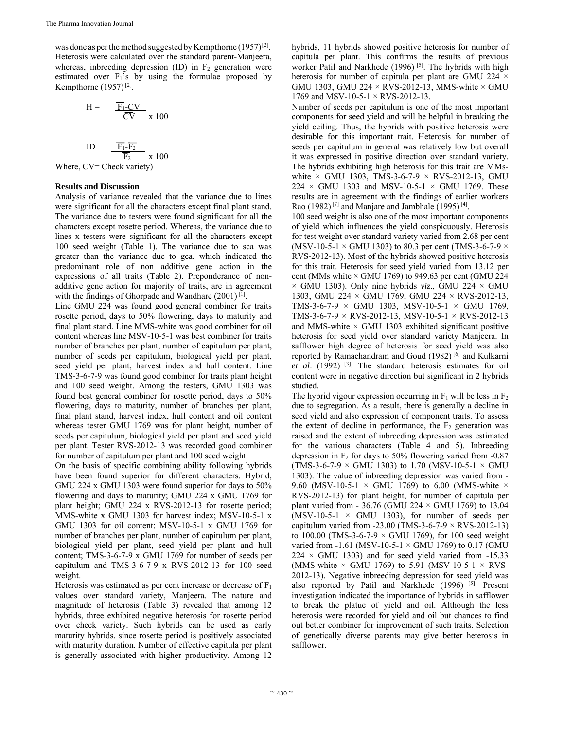was done as per the method suggested by Kempthorne (1957) [2]. Heterosis were calculated over the standard parent-Manjeera, whereas, inbreeding depression (ID) in $F_2$ generation were estimated over $F_1$'s by using the formulae proposed by Kempthorne (1957) [2].

$$H = \frac{\overline{F_1} - \overline{CV}}{\overline{CV}} \times 100$$

$$ID = \frac{\overline{F_1} - \overline{F_2}}{\overline{F_2}} \times 100$$

Where, CV= Check variety)

**Results and Discussion**

Analysis of variance revealed that the variance due to lines were significant for all the characters except final plant stand. The variance due to testers were found significant for all the characters except rosette period. Whereas, the variance due to lines x testers were significant for all the characters except 100 seed weight (Table 1). The variance due to sca was greater than the variance due to gca, which indicated the predominant role of non additive gene action in the expressions of all traits (Table 2). Preponderance of non-additive gene action for majority of traits, are in agreement with the findings of Ghorpade and Wandhare (2001) [1].

Line GMU 224 was found good general combiner for traits rosette period, days to 50% flowering, days to maturity and final plant stand. Line MMS-white was good combiner for oil content whereas line MSV-10-5-1 was best combiner for traits number of branches per plant, number of capitulum per plant, number of seeds per capitulum, biological yield per plant, seed yield per plant, harvest index and hull content. Line TMS-3-6-7-9 was found good combiner for traits plant height and 100 seed weight. Among the testers, GMU 1303 was found best general combiner for rosette period, days to 50% flowering, days to maturity, number of branches per plant, final plant stand, harvest index, hull content and oil content whereas tester GMU 1769 was for plant height, number of seeds per capitulum, biological yield per plant and seed yield per plant. Tester RVS-2012-13 was recorded good combiner for number of capitulum per plant and 100 seed weight.

On the basis of specific combining ability following hybrids have been found superior for different characters. Hybrid, GMU 224 x GMU 1303 were found superior for days to 50% flowering and days to maturity; GMU 224 x GMU 1769 for plant height; GMU 224 x RVS-2012-13 for rosette period; MMS-white x GMU 1303 for harvest index; MSV-10-5-1 x GMU 1303 for oil content; MSV-10-5-1 x GMU 1769 for number of branches per plant, number of capitulum per plant, biological yield per plant, seed yield per plant and hull content; TMS-3-6-7-9 x GMU 1769 for number of seeds per capitulum and TMS-3-6-7-9 x RVS-2012-13 for 100 seed weight.

Heterosis was estimated as per cent increase or decrease of $F_1$ values over standard variety, Manjeera. The nature and magnitude of heterosis (Table 3) revealed that among 12 hybrids, three exhibited negative heterosis for rosette period over check variety. Such hybrids can be used as early maturity hybrids, since rosette period is positively associated with maturity duration. Number of effective capitula per plant is generally associated with higher productivity. Among 12 hybrids, 11 hybrids showed positive heterosis for number of capitula per plant. This confirms the results of previous worker Patil and Narkhede (1996) [5]. The hybrids with high heterosis for number of capitula per plant are GMU 224 × GMU 1303, GMU 224 × RVS-2012-13, MMS-white × GMU 1769 and MSV-10-5-1 × RVS-2012-13.

Number of seeds per capitulum is one of the most important components for seed yield and will be helpful in breaking the yield ceiling. Thus, the hybrids with positive heterosis were desirable for this important trait. Heterosis for number of seeds per capitulum in general was relatively low but overall it was expressed in positive direction over standard variety. The hybrids exhibiting high heterosis for this trait are MMs-white × GMU 1303, TMS-3-6-7-9 × RVS-2012-13, GMU 224 × GMU 1303 and MSV-10-5-1 × GMU 1769. These results are in agreement with the findings of earlier workers Rao (1982) [7] and Manjare and Jambhale (1995) [4].

100 seed weight is also one of the most important components of yield which influences the yield conspicuously. Heterosis for test weight over standard variety varied from 2.68 per cent (MSV-10-5-1 × GMU 1303) to 80.3 per cent (TMS-3-6-7-9 × RVS-2012-13). Most of the hybrids showed positive heterosis for this trait. Heterosis for seed yield varied from 13.12 per cent (MMs white × GMU 1769) to 949.63 per cent (GMU 224 × GMU 1303). Only nine hybrids *viz*., GMU 224 × GMU 1303, GMU 224 × GMU 1769, GMU 224 × RVS-2012-13, TMS-3-6-7-9 × GMU 1303, MSV-10-5-1 × GMU 1769, TMS-3-6-7-9 × RVS-2012-13, MSV-10-5-1 × RVS-2012-13 and MMS-white × GMU 1303 exhibited significant positive heterosis for seed yield over standard variety Manjeera. In safflower high degree of heterosis for seed yield was also reported by Ramachandram and Goud (1982) [6] and Kulkarni *et al*. (1992) [3]. The standard heterosis estimates for oil content were in negative direction but significant in 2 hybrids studied.

The hybrid vigour expression occurring in $F_1$ will be less in $F_2$ due to segregation. As a result, there is generally a decline in seed yield and also expression of component traits. To assess the extent of decline in performance, the $F_2$ generation was raised and the extent of inbreeding depression was estimated for the various characters (Table 4 and 5). Inbreeding depression in $F_2$ for days to 50% flowering varied from -0.87 (TMS-3-6-7-9 × GMU 1303) to 1.70 (MSV-10-5-1 × GMU 1303). The value of inbreeding depression was varied from -9.60 (MSV-10-5-1 × GMU 1769) to 6.00 (MMS-white × RVS-2012-13) for plant height, for number of capitula per plant varied from - 36.76 (GMU 224 × GMU 1769) to 13.04 (MSV-10-5-1 × GMU 1303), for number of seeds per capitulum varied from -23.00 (TMS-3-6-7-9 × RVS-2012-13) to 100.00 (TMS-3-6-7-9 × GMU 1769), for 100 seed weight varied from -1.61 (MSV-10-5-1 × GMU 1769) to 0.17 (GMU 224 × GMU 1303) and for seed yield varied from -15.33 (MMS-white × GMU 1769) to 5.91 (MSV-10-5-1 × RVS-2012-13). Negative inbreeding depression for seed yield was also reported by Patil and Narkhede (1996) [5]. Present investigation indicated the importance of hybrids in safflower to break the platue of yield and oil. Although the less heterosis were recorded for yield and oil but chances to find out better combiner for improvement of such traits. Selection of genetically diverse parents may give better heterosis in safflower.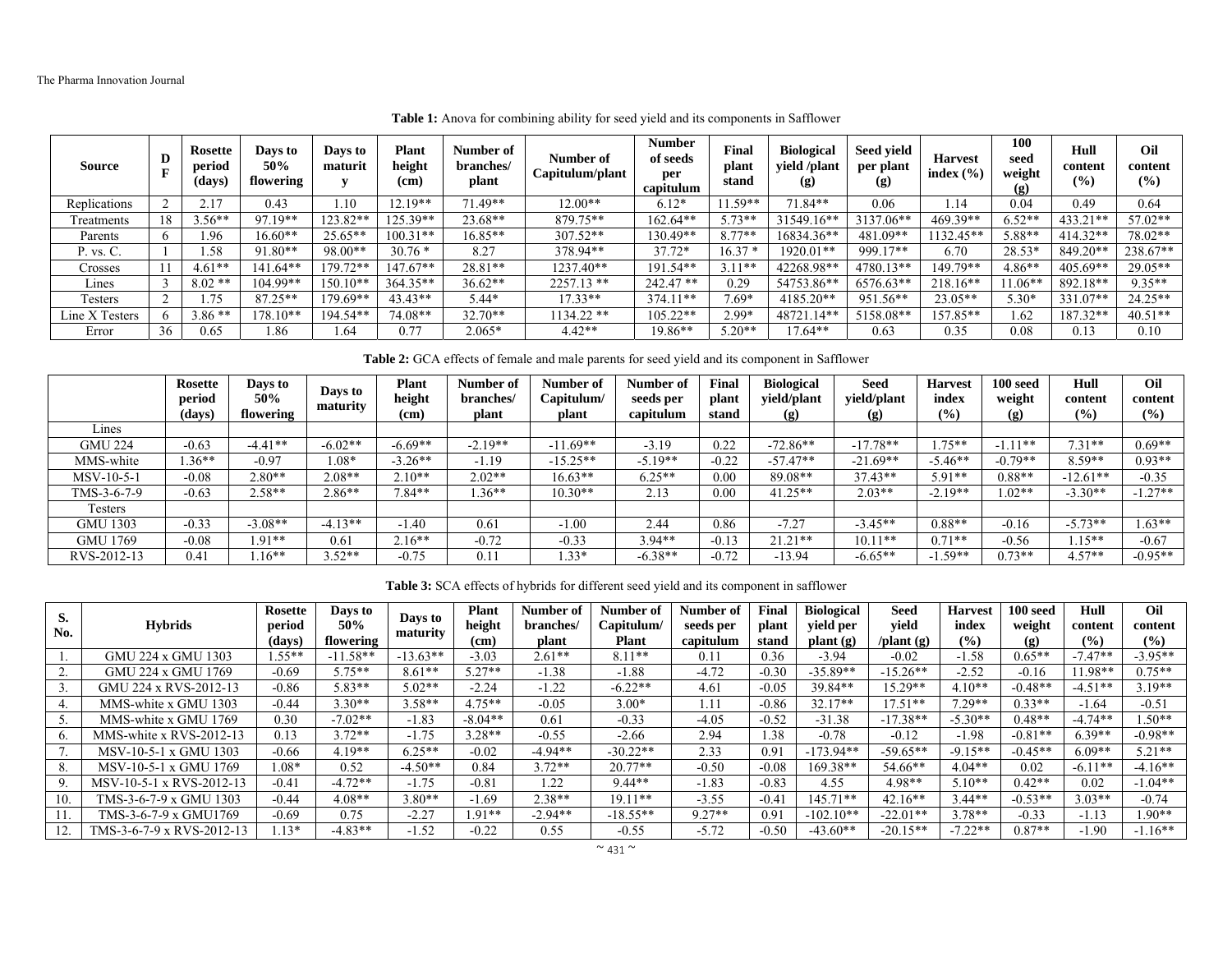**Table 1:** Anova for combining ability for seed yield and its components in Safflower

| Source | DF | Rosette period (days) | Days to 50% flowering | Days to maturity | Plant height (cm) | Number of branches/ plant | Number of Capitulum/plant | Number of seeds per capitulum | Final plant stand | Biological yield /plant (g) | Seed yield per plant (g) | Harvest index (%) | 100 seed weight (g) | Hull content (%) | Oil content (%) |
|---|---|---|---|---|---|---|---|---|---|---|---|---|---|---|---|
| Replications | 2 | 2.17 | 0.43 | 1.10 | 12.19** | 71.49** | 12.00** | 6.12* | 11.59** | 71.84** | 0.06 | 1.14 | 0.04 | 0.49 | 0.64 |
| Treatments | 18 | 3.56** | 97.19** | 123.82** | 125.39** | 23.68** | 879.75** | 162.64** | 5.73** | 31549.16** | 3137.06** | 469.39** | 6.52** | 433.21** | 57.02** |
| Parents | 6 | 1.96 | 16.60** | 25.65** | 100.31** | 16.85** | 307.52** | 130.49** | 8.77** | 16834.36** | 481.09** | 1132.45** | 5.88** | 414.32** | 78.02** |
| P. vs. C. | 1 | 1.58 | 91.80** | 98.00** | 30.76 * | 8.27 | 378.94** | 37.72* | 16.37 * | 1920.01** | 999.17** | 6.70 | 28.53* | 849.20** | 238.67** |
| Crosses | 11 | 4.61** | 141.64** | 179.72** | 147.67** | 28.81** | 1237.40** | 191.54** | 3.11** | 42268.98** | 4780.13** | 149.79** | 4.86** | 405.69** | 29.05** |
| Lines | 3 | 8.02 ** | 104.99** | 150.10** | 364.35** | 36.62** | 2257.13 ** | 242.47 ** | 0.29 | 54753.86** | 6576.63** | 218.16** | 11.06** | 892.18** | 9.35** |
| Testers | 2 | 1.75 | 87.25** | 179.69** | 43.43** | 5.44* | 17.33** | 374.11** | 7.69* | 4185.20** | 951.56** | 23.05** | 5.30* | 331.07** | 24.25** |
| Line X Testers | 6 | 3.86 ** | 178.10** | 194.54** | 74.08** | 32.70** | 1134.22 ** | 105.22** | 2.99* | 48721.14** | 5158.08** | 157.85** | 1.62 | 187.32** | 40.51** |
| Error | 36 | 0.65 | 1.86 | 1.64 | 0.77 | 2.065* | 4.42** | 19.86** | 5.20** | 17.64** | 0.63 | 0.35 | 0.08 | 0.13 | 0.10 |

**Table 2:** GCA effects of female and male parents for seed yield and its component in Safflower

| | Rosette period (days) | Days to 50% flowering | Days to maturity | Plant height (cm) | Number of branches/ plant | Number of Capitulum/ plant | Number of seeds per capitulum | Final plant stand | Biological yield/plant (g) | Seed yield/plant (g) | Harvest index (%) | 100 seed weight (g) | Hull content (%) | Oil content (%) |
|---|---|---|---|---|---|---|---|---|---|---|---|---|---|---|
| Lines | | | | | | | | | | | | | | |
| GMU 224 | -0.63 | -4.41** | -6.02** | -6.69** | -2.19** | -11.69** | -3.19 | 0.22 | -72.86** | -17.78** | 1.75** | -1.11** | 7.31** | 0.69** |
| MMS-white | 1.36** | -0.97 | 1.08* | -3.26** | -1.19 | -15.25** | -5.19** | -0.22 | -57.47** | -21.69** | -5.46** | -0.79** | 8.59** | 0.93** |
| MSV-10-5-1 | -0.08 | 2.80** | 2.08** | 2.10** | 2.02** | 16.63** | 6.25** | 0.00 | 89.08** | 37.43** | 5.91** | 0.88** | -12.61** | -0.35 |
| TMS-3-6-7-9 | -0.63 | 2.58** | 2.86** | 7.84** | 1.36** | 10.30** | 2.13 | 0.00 | 41.25** | 2.03** | -2.19** | 1.02** | -3.30** | -1.27** |
| Testers | | | | | | | | | | | | | | |
| GMU 1303 | -0.33 | -3.08** | -4.13** | -1.40 | 0.61 | -1.00 | 2.44 | 0.86 | -7.27 | -3.45** | 0.88** | -0.16 | -5.73** | 1.63** |
| GMU 1769 | -0.08 | 1.91** | 0.61 | 2.16** | -0.72 | -0.33 | 3.94** | -0.13 | 21.21** | 10.11** | 0.71** | -0.56 | 1.15** | -0.67 |
| RVS-2012-13 | 0.41 | 1.16** | 3.52** | -0.75 | 0.11 | 1.33* | -6.38** | -0.72 | -13.94 | -6.65** | -1.59** | 0.73** | 4.57** | -0.95** |

**Table 3:** SCA effects of hybrids for different seed yield and its component in safflower

| S. No. | Hybrids | Rosette period (days) | Days to 50% flowering | Days to maturity | Plant height (cm) | Number of branches/ plant | Number of Capitulum/ Plant | Number of seeds per capitulum | Final plant stand | Biological yield per plant (g) | Seed yield /plant (g) | Harvest index (%) | 100 seed weight (g) | Hull content (%) | Oil content (%) |
|---|---|---|---|---|---|---|---|---|---|---|---|---|---|---|---|
| 1. | GMU 224 x GMU 1303 | 1.55** | -11.58** | -13.63** | -3.03 | 2.61** | 8.11** | 0.11 | 0.36 | -3.94 | -0.02 | -1.58 | 0.65** | -7.47** | -3.95** |
| 2. | GMU 224 x GMU 1769 | -0.69 | 5.75** | 8.61** | 5.27** | -1.38 | -1.88 | -4.72 | -0.30 | -35.89** | -15.26** | -2.52 | -0.16 | 11.98** | 0.75** |
| 3. | GMU 224 x RVS-2012-13 | -0.86 | 5.83** | 5.02** | -2.24 | -1.22 | -6.22** | 4.61 | -0.05 | 39.84** | 15.29** | 4.10** | -0.48** | -4.51** | 3.19** |
| 4. | MMS-white x GMU 1303 | -0.44 | 3.30** | 3.58** | 4.75** | -0.05 | 3.00* | 1.11 | -0.86 | 32.17** | 17.51** | 7.29** | 0.33** | -1.64 | -0.51 |
| 5. | MMS-white x GMU 1769 | 0.30 | -7.02** | -1.83 | -8.04** | 0.61 | -0.33 | -4.05 | -0.52 | -31.38 | -17.38** | -5.30** | 0.48** | -4.74** | 1.50** |
| 6. | MMS-white x RVS-2012-13 | 0.13 | 3.72** | -1.75 | 3.28** | -0.55 | -2.66 | 2.94 | 1.38 | -0.78 | -0.12 | -1.98 | -0.81** | 6.39** | -0.98** |
| 7. | MSV-10-5-1 x GMU 1303 | -0.66 | 4.19** | 6.25** | -0.02 | -4.94** | -30.22** | 2.33 | 0.91 | -173.94** | -59.65** | -9.15** | -0.45** | 6.09** | 5.21** |
| 8. | MSV-10-5-1 x GMU 1769 | 1.08* | 0.52 | -4.50** | 0.84 | 3.72** | 20.77** | -0.50 | -0.08 | 169.38** | 54.66** | 4.04** | 0.02 | -6.11** | -4.16** |
| 9. | MSV-10-5-1 x RVS-2012-13 | -0.41 | -4.72** | -1.75 | -0.81 | 1.22 | 9.44** | -1.83 | -0.83 | 4.55 | 4.98** | 5.10** | 0.42** | 0.02 | -1.04** |
| 10. | TMS-3-6-7-9 x GMU 1303 | -0.44 | 4.08** | 3.80** | -1.69 | 2.38** | 19.11** | -3.55 | -0.41 | 145.71** | 42.16** | 3.44** | -0.53** | 3.03** | -0.74 |
| 11. | TMS-3-6-7-9 x GMU1769 | -0.69 | 0.75 | -2.27 | 1.91** | -2.94** | -18.55** | 9.27** | 0.91 | -102.10** | -22.01** | 3.78** | -0.33 | -1.13 | 1.90** |
| 12. | TMS-3-6-7-9 x RVS-2012-13 | 1.13* | -4.83** | -1.52 | -0.22 | 0.55 | -0.55 | -5.72 | -0.50 | -43.60** | -20.15** | -7.22** | 0.87** | -1.90 | -1.16** |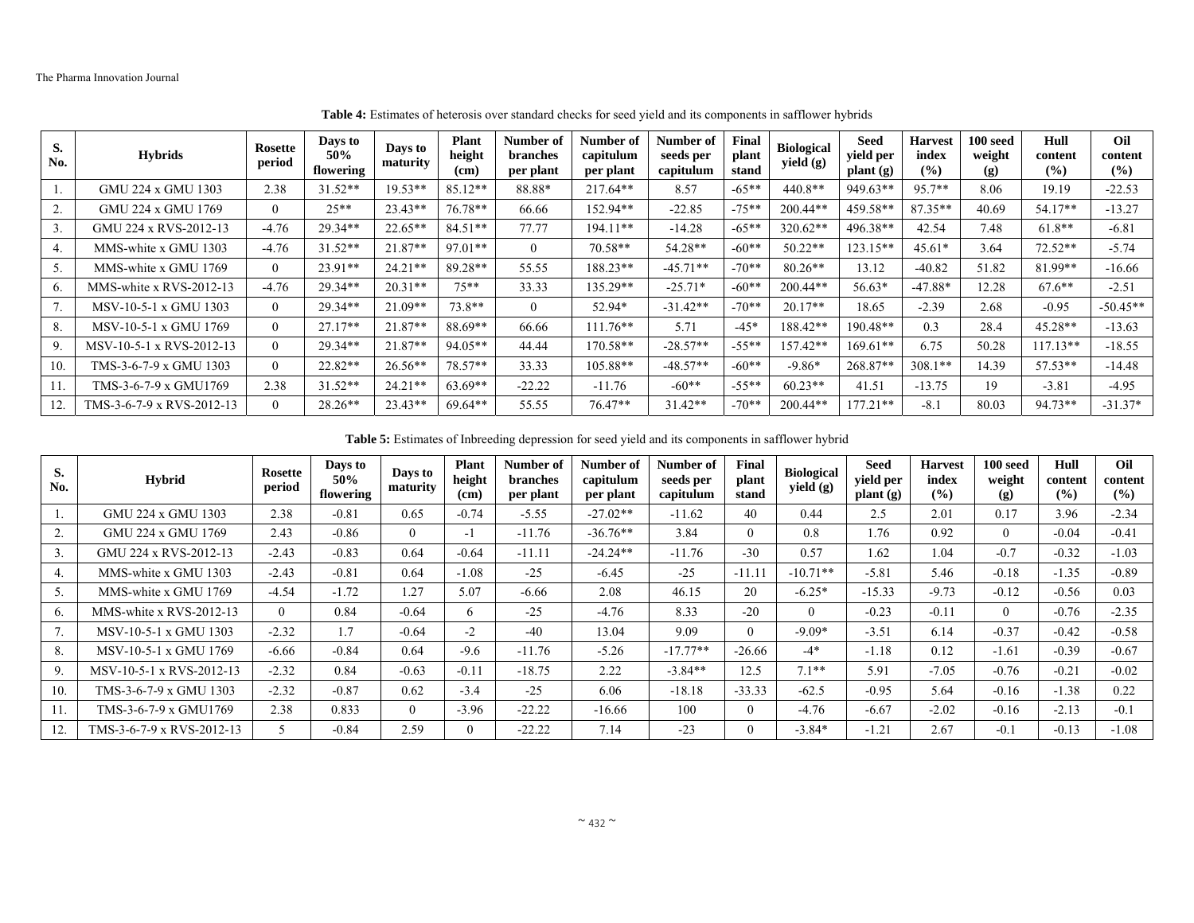**Table 4:** Estimates of heterosis over standard checks for seed yield and its components in safflower hybrids

| S. No. | Hybrids | Rosette period | Days to 50% flowering | Days to maturity | Plant height (cm) | Number of branches per plant | Number of capitulum per plant | Number of seeds per capitulum | Final plant stand | Biological yield (g) | Seed yield per plant (g) | Harvest index (%) | 100 seed weight (g) | Hull content (%) | Oil content (%) |
|---|---|---|---|---|---|---|---|---|---|---|---|---|---|---|---|
| 1. | GMU 224 x GMU 1303 | 2.38 | 31.52** | 19.53** | 85.12** | 88.88* | 217.64** | 8.57 | -65** | 440.8** | 949.63** | 95.7** | 8.06 | 19.19 | -22.53 |
| 2. | GMU 224 x GMU 1769 | 0 | 25** | 23.43** | 76.78** | 66.66 | 152.94** | -22.85 | -75** | 200.44** | 459.58** | 87.35** | 40.69 | 54.17** | -13.27 |
| 3. | GMU 224 x RVS-2012-13 | -4.76 | 29.34** | 22.65** | 84.51** | 77.77 | 194.11** | -14.28 | -65** | 320.62** | 496.38** | 42.54 | 7.48 | 61.8** | -6.81 |
| 4. | MMS-white x GMU 1303 | -4.76 | 31.52** | 21.87** | 97.01** | 0 | 70.58** | 54.28** | -60** | 50.22** | 123.15** | 45.61* | 3.64 | 72.52** | -5.74 |
| 5. | MMS-white x GMU 1769 | 0 | 23.91** | 24.21** | 89.28** | 55.55 | 188.23** | -45.71** | -70** | 80.26** | 13.12 | -40.82 | 51.82 | 81.99** | -16.66 |
| 6. | MMS-white x RVS-2012-13 | -4.76 | 29.34** | 20.31** | 75** | 33.33 | 135.29** | -25.71* | -60** | 200.44** | 56.63* | -47.88* | 12.28 | 67.6** | -2.51 |
| 7. | MSV-10-5-1 x GMU 1303 | 0 | 29.34** | 21.09** | 73.8** | 0 | 52.94* | -31.42** | -70** | 20.17** | 18.65 | -2.39 | 2.68 | -0.95 | -50.45** |
| 8. | MSV-10-5-1 x GMU 1769 | 0 | 27.17** | 21.87** | 88.69** | 66.66 | 111.76** | 5.71 | -45* | 188.42** | 190.48** | 0.3 | 28.4 | 45.28** | -13.63 |
| 9. | MSV-10-5-1 x RVS-2012-13 | 0 | 29.34** | 21.87** | 94.05** | 44.44 | 170.58** | -28.57** | -55** | 157.42** | 169.61** | 6.75 | 50.28 | 117.13** | -18.55 |
| 10. | TMS-3-6-7-9 x GMU 1303 | 0 | 22.82** | 26.56** | 78.57** | 33.33 | 105.88** | -48.57** | -60** | -9.86* | 268.87** | 308.1** | 14.39 | 57.53** | -14.48 |
| 11. | TMS-3-6-7-9 x GMU1769 | 2.38 | 31.52** | 24.21** | 63.69** | -22.22 | -11.76 | -60** | -55** | 60.23** | 41.51 | -13.75 | 19 | -3.81 | -4.95 |
| 12. | TMS-3-6-7-9 x RVS-2012-13 | 0 | 28.26** | 23.43** | 69.64** | 55.55 | 76.47** | 31.42** | -70** | 200.44** | 177.21** | -8.1 | 80.03 | 94.73** | -31.37* |

**Table 5:** Estimates of Inbreeding depression for seed yield and its components in safflower hybrid

| S. No. | Hybrid | Rosette period | Days to 50% flowering | Days to maturity | Plant height (cm) | Number of branches per plant | Number of capitulum per plant | Number of seeds per capitulum | Final plant stand | Biological yield (g) | Seed yield per plant (g) | Harvest index (%) | 100 seed weight (g) | Hull content (%) | Oil content (%) |
|---|---|---|---|---|---|---|---|---|---|---|---|---|---|---|---|
| 1. | GMU 224 x GMU 1303 | 2.38 | -0.81 | 0.65 | -0.74 | -5.55 | -27.02** | -11.62 | 40 | 0.44 | 2.5 | 2.01 | 0.17 | 3.96 | -2.34 |
| 2. | GMU 224 x GMU 1769 | 2.43 | -0.86 | 0 | -1 | -11.76 | -36.76** | 3.84 | 0 | 0.8 | 1.76 | 0.92 | 0 | -0.04 | -0.41 |
| 3. | GMU 224 x RVS-2012-13 | -2.43 | -0.83 | 0.64 | -0.64 | -11.11 | -24.24** | -11.76 | -30 | 0.57 | 1.62 | 1.04 | -0.7 | -0.32 | -1.03 |
| 4. | MMS-white x GMU 1303 | -2.43 | -0.81 | 0.64 | -1.08 | -25 | -6.45 | -25 | -11.11 | -10.71** | -5.81 | 5.46 | -0.18 | -1.35 | -0.89 |
| 5. | MMS-white x GMU 1769 | -4.54 | -1.72 | 1.27 | 5.07 | -6.66 | 2.08 | 46.15 | 20 | -6.25* | -15.33 | -9.73 | -0.12 | -0.56 | 0.03 |
| 6. | MMS-white x RVS-2012-13 | 0 | 0.84 | -0.64 | 6 | -25 | -4.76 | 8.33 | -20 | 0 | -0.23 | -0.11 | 0 | -0.76 | -2.35 |
| 7. | MSV-10-5-1 x GMU 1303 | -2.32 | 1.7 | -0.64 | -2 | -40 | 13.04 | 9.09 | 0 | -9.09* | -3.51 | 6.14 | -0.37 | -0.42 | -0.58 |
| 8. | MSV-10-5-1 x GMU 1769 | -6.66 | -0.84 | 0.64 | -9.6 | -11.76 | -5.26 | -17.77** | -26.66 | -4* | -1.18 | 0.12 | -1.61 | -0.39 | -0.67 |
| 9. | MSV-10-5-1 x RVS-2012-13 | -2.32 | 0.84 | -0.63 | -0.11 | -18.75 | 2.22 | -3.84** | 12.5 | 7.1** | 5.91 | -7.05 | -0.76 | -0.21 | -0.02 |
| 10. | TMS-3-6-7-9 x GMU 1303 | -2.32 | -0.87 | 0.62 | -3.4 | -25 | 6.06 | -18.18 | -33.33 | -62.5 | -0.95 | 5.64 | -0.16 | -1.38 | 0.22 |
| 11. | TMS-3-6-7-9 x GMU1769 | 2.38 | 0.833 | 0 | -3.96 | -22.22 | -16.66 | 100 | 0 | -4.76 | -6.67 | -2.02 | -0.16 | -2.13 | -0.1 |
| 12. | TMS-3-6-7-9 x RVS-2012-13 | 5 | -0.84 | 2.59 | 0 | -22.22 | 7.14 | -23 | 0 | -3.84* | -1.21 | 2.67 | -0.1 | -0.13 | -1.08 |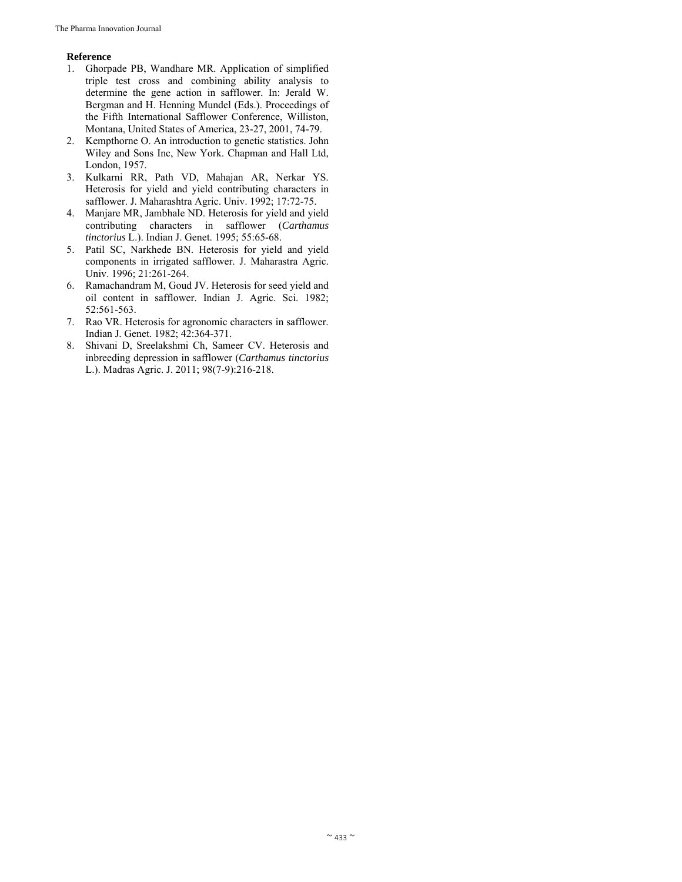## Reference

1. Ghorpade PB, Wandhare MR. Application of simplified triple test cross and combining ability analysis to determine the gene action in safflower. In: Jerald W. Bergman and H. Henning Mundel (Eds.). Proceedings of the Fifth International Safflower Conference, Williston, Montana, United States of America, 23-27, 2001, 74-79.
2. Kempthorne O. An introduction to genetic statistics. John Wiley and Sons Inc, New York. Chapman and Hall Ltd, London, 1957.
3. Kulkarni RR, Path VD, Mahajan AR, Nerkar YS. Heterosis for yield and yield contributing characters in safflower. J. Maharashtra Agric. Univ. 1992; 17:72-75.
4. Manjare MR, Jambhale ND. Heterosis for yield and yield contributing characters in safflower (*Carthamus tinctorius* L.). Indian J. Genet. 1995; 55:65-68.
5. Patil SC, Narkhede BN. Heterosis for yield and yield components in irrigated safflower. J. Maharastra Agric. Univ. 1996; 21:261-264.
6. Ramachandram M, Goud JV. Heterosis for seed yield and oil content in safflower. Indian J. Agric. Sci. 1982; 52:561-563.
7. Rao VR. Heterosis for agronomic characters in safflower. Indian J. Genet. 1982; 42:364-371.
8. Shivani D, Sreelakshmi Ch, Sameer CV. Heterosis and inbreeding depression in safflower (*Carthamus tinctorius* L.). Madras Agric. J. 2011; 98(7-9):216-218.